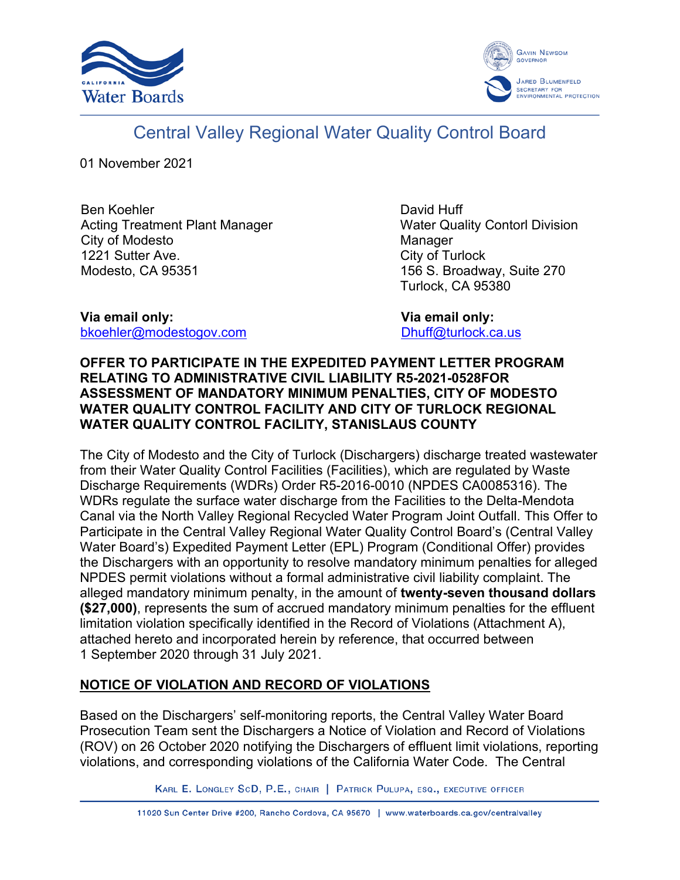# Central Valley Regional Water Quality Control Board

01 November 2021

Ben Koehler
Acting Treatment Plant Manager
City of Modesto
1221 Sutter Ave.
Modesto, CA 95351

**Via email only:**
bkoehler@modestogov.com

David Huff
Water Quality Contorl Division Manager
City of Turlock
156 S. Broadway, Suite 270
Turlock, CA 95380

**Via email only:**
Dhuff@turlock.ca.us

**OFFER TO PARTICIPATE IN THE EXPEDITED PAYMENT LETTER PROGRAM RELATING TO ADMINISTRATIVE CIVIL LIABILITY R5-2021-0528FOR ASSESSMENT OF MANDATORY MINIMUM PENALTIES, CITY OF MODESTO WATER QUALITY CONTROL FACILITY AND CITY OF TURLOCK REGIONAL WATER QUALITY CONTROL FACILITY, STANISLAUS COUNTY**

The City of Modesto and the City of Turlock (Dischargers) discharge treated wastewater from their Water Quality Control Facilities (Facilities), which are regulated by Waste Discharge Requirements (WDRs) Order R5-2016-0010 (NPDES CA0085316). The WDRs regulate the surface water discharge from the Facilities to the Delta-Mendota Canal via the North Valley Regional Recycled Water Program Joint Outfall. This Offer to Participate in the Central Valley Regional Water Quality Control Board's (Central Valley Water Board's) Expedited Payment Letter (EPL) Program (Conditional Offer) provides the Dischargers with an opportunity to resolve mandatory minimum penalties for alleged NPDES permit violations without a formal administrative civil liability complaint. The alleged mandatory minimum penalty, in the amount of **twenty-seven thousand dollars ($27,000)**, represents the sum of accrued mandatory minimum penalties for the effluent limitation violation specifically identified in the Record of Violations (Attachment A), attached hereto and incorporated herein by reference, that occurred between 1 September 2020 through 31 July 2021.

## NOTICE OF VIOLATION AND RECORD OF VIOLATIONS

Based on the Dischargers' self-monitoring reports, the Central Valley Water Board Prosecution Team sent the Dischargers a Notice of Violation and Record of Violations (ROV) on 26 October 2020 notifying the Dischargers of effluent limit violations, reporting violations, and corresponding violations of the California Water Code. The Central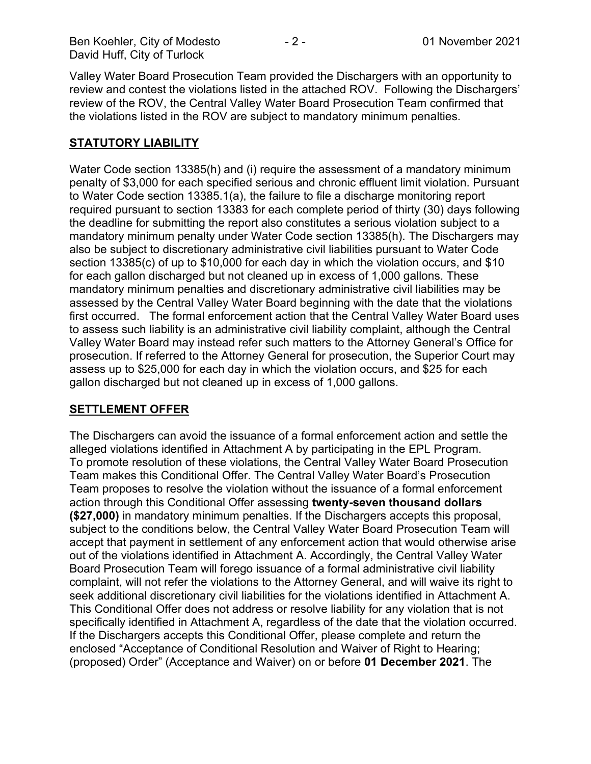Valley Water Board Prosecution Team provided the Dischargers with an opportunity to review and contest the violations listed in the attached ROV. Following the Dischargers' review of the ROV, the Central Valley Water Board Prosecution Team confirmed that the violations listed in the ROV are subject to mandatory minimum penalties.

## STATUTORY LIABILITY

Water Code section 13385(h) and (i) require the assessment of a mandatory minimum penalty of $3,000 for each specified serious and chronic effluent limit violation. Pursuant to Water Code section 13385.1(a), the failure to file a discharge monitoring report required pursuant to section 13383 for each complete period of thirty (30) days following the deadline for submitting the report also constitutes a serious violation subject to a mandatory minimum penalty under Water Code section 13385(h). The Dischargers may also be subject to discretionary administrative civil liabilities pursuant to Water Code section 13385(c) of up to $10,000 for each day in which the violation occurs, and $10 for each gallon discharged but not cleaned up in excess of 1,000 gallons. These mandatory minimum penalties and discretionary administrative civil liabilities may be assessed by the Central Valley Water Board beginning with the date that the violations first occurred. The formal enforcement action that the Central Valley Water Board uses to assess such liability is an administrative civil liability complaint, although the Central Valley Water Board may instead refer such matters to the Attorney General's Office for prosecution. If referred to the Attorney General for prosecution, the Superior Court may assess up to $25,000 for each day in which the violation occurs, and $25 for each gallon discharged but not cleaned up in excess of 1,000 gallons.

## SETTLEMENT OFFER

The Dischargers can avoid the issuance of a formal enforcement action and settle the alleged violations identified in Attachment A by participating in the EPL Program. To promote resolution of these violations, the Central Valley Water Board Prosecution Team makes this Conditional Offer. The Central Valley Water Board's Prosecution Team proposes to resolve the violation without the issuance of a formal enforcement action through this Conditional Offer assessing **twenty-seven thousand dollars ($27,000)** in mandatory minimum penalties. If the Dischargers accepts this proposal, subject to the conditions below, the Central Valley Water Board Prosecution Team will accept that payment in settlement of any enforcement action that would otherwise arise out of the violations identified in Attachment A. Accordingly, the Central Valley Water Board Prosecution Team will forego issuance of a formal administrative civil liability complaint, will not refer the violations to the Attorney General, and will waive its right to seek additional discretionary civil liabilities for the violations identified in Attachment A. This Conditional Offer does not address or resolve liability for any violation that is not specifically identified in Attachment A, regardless of the date that the violation occurred. If the Dischargers accepts this Conditional Offer, please complete and return the enclosed "Acceptance of Conditional Resolution and Waiver of Right to Hearing; (proposed) Order" (Acceptance and Waiver) on or before **01 December 2021**. The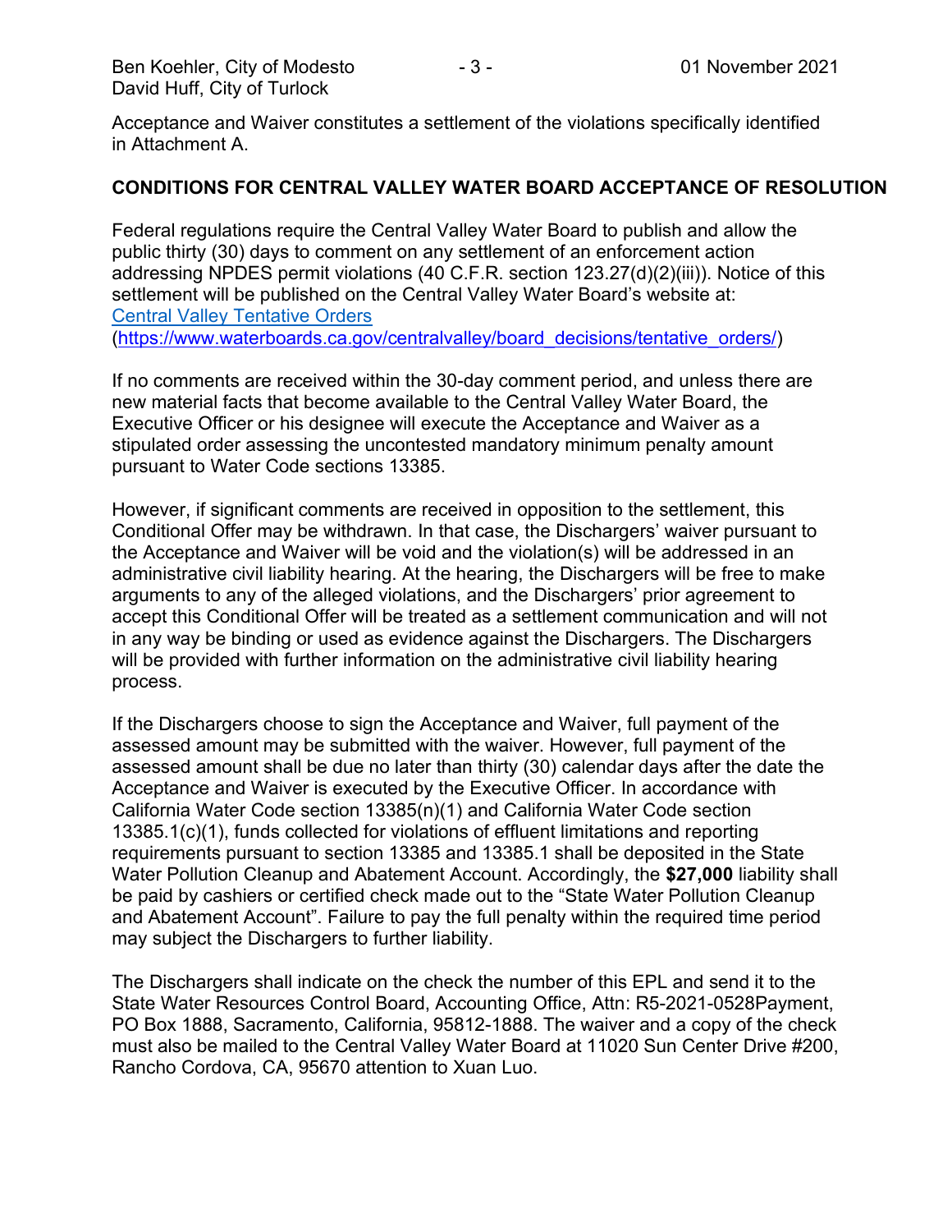Acceptance and Waiver constitutes a settlement of the violations specifically identified in Attachment A.

## CONDITIONS FOR CENTRAL VALLEY WATER BOARD ACCEPTANCE OF RESOLUTION

Federal regulations require the Central Valley Water Board to publish and allow the public thirty (30) days to comment on any settlement of an enforcement action addressing NPDES permit violations (40 C.F.R. section 123.27(d)(2)(iii)). Notice of this settlement will be published on the Central Valley Water Board's website at: [Central Valley Tentative Orders](https://www.waterboards.ca.gov/centralvalley/board_decisions/tentative_orders/) ([https://www.waterboards.ca.gov/centralvalley/board_decisions/tentative_orders/](https://www.waterboards.ca.gov/centralvalley/board_decisions/tentative_orders/))

If no comments are received within the 30-day comment period, and unless there are new material facts that become available to the Central Valley Water Board, the Executive Officer or his designee will execute the Acceptance and Waiver as a stipulated order assessing the uncontested mandatory minimum penalty amount pursuant to Water Code sections 13385.

However, if significant comments are received in opposition to the settlement, this Conditional Offer may be withdrawn. In that case, the Dischargers' waiver pursuant to the Acceptance and Waiver will be void and the violation(s) will be addressed in an administrative civil liability hearing. At the hearing, the Dischargers will be free to make arguments to any of the alleged violations, and the Dischargers' prior agreement to accept this Conditional Offer will be treated as a settlement communication and will not in any way be binding or used as evidence against the Dischargers. The Dischargers will be provided with further information on the administrative civil liability hearing process.

If the Dischargers choose to sign the Acceptance and Waiver, full payment of the assessed amount may be submitted with the waiver. However, full payment of the assessed amount shall be due no later than thirty (30) calendar days after the date the Acceptance and Waiver is executed by the Executive Officer. In accordance with California Water Code section 13385(n)(1) and California Water Code section 13385.1(c)(1), funds collected for violations of effluent limitations and reporting requirements pursuant to section 13385 and 13385.1 shall be deposited in the State Water Pollution Cleanup and Abatement Account. Accordingly, the **$27,000** liability shall be paid by cashiers or certified check made out to the "State Water Pollution Cleanup and Abatement Account". Failure to pay the full penalty within the required time period may subject the Dischargers to further liability.

The Dischargers shall indicate on the check the number of this EPL and send it to the State Water Resources Control Board, Accounting Office, Attn: R5-2021-0528Payment, PO Box 1888, Sacramento, California, 95812-1888. The waiver and a copy of the check must also be mailed to the Central Valley Water Board at 11020 Sun Center Drive #200, Rancho Cordova, CA, 95670 attention to Xuan Luo.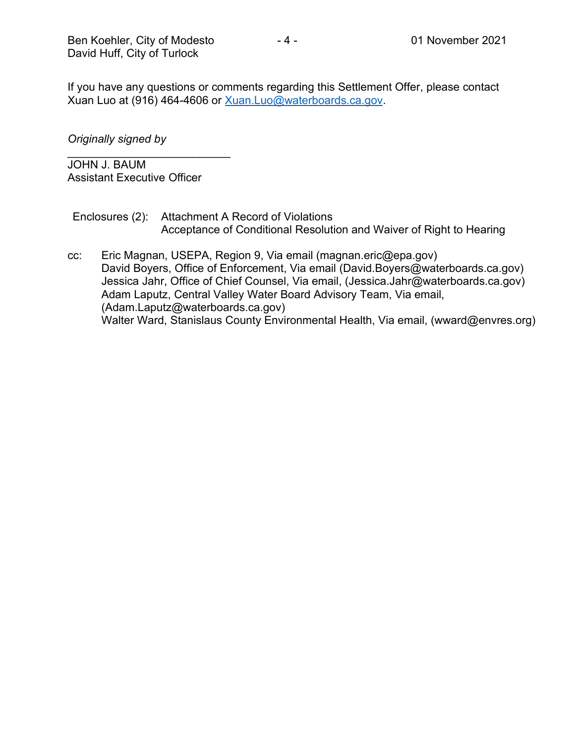If you have any questions or comments regarding this Settlement Offer, please contact Xuan Luo at (916) 464-4606 or [Xuan.Luo@waterboards.ca.gov](mailto:Xuan.Luo@waterboards.ca.gov).

*Originally signed by*

___________________________
JOHN J. BAUM
Assistant Executive Officer

Enclosures (2): Attachment A Record of Violations
Acceptance of Conditional Resolution and Waiver of Right to Hearing

cc: Eric Magnan, USEPA, Region 9, Via email (magnan.eric@epa.gov)
David Boyers, Office of Enforcement, Via email (David.Boyers@waterboards.ca.gov)
Jessica Jahr, Office of Chief Counsel, Via email, (Jessica.Jahr@waterboards.ca.gov)
Adam Laputz, Central Valley Water Board Advisory Team, Via email, (Adam.Laputz@waterboards.ca.gov)
Walter Ward, Stanislaus County Environmental Health, Via email, (wward@envres.org)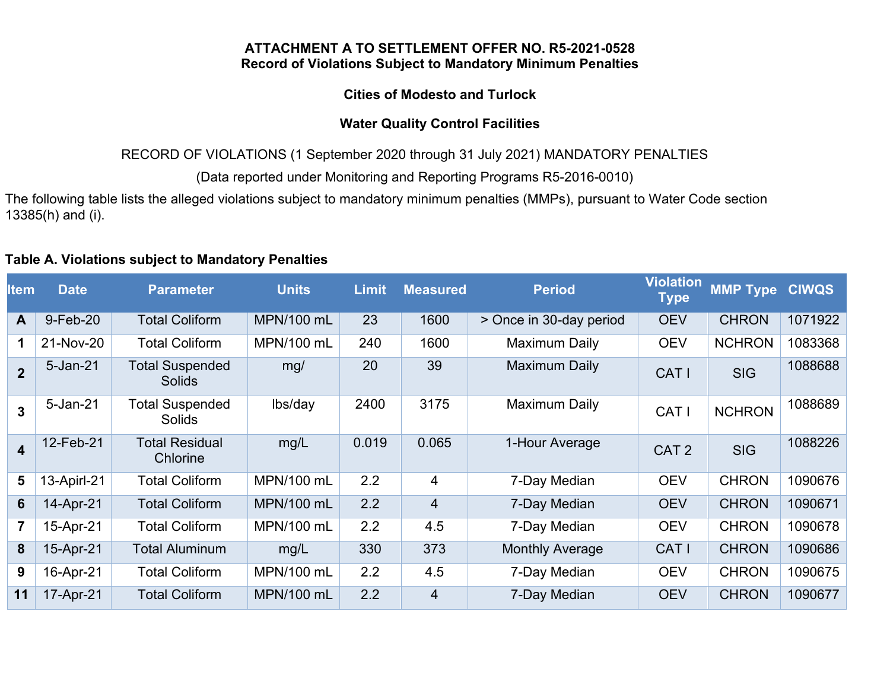**ATTACHMENT A TO SETTLEMENT OFFER NO. R5-2021-0528**
**Record of Violations Subject to Mandatory Minimum Penalties**

**Cities of Modesto and Turlock**

**Water Quality Control Facilities**

RECORD OF VIOLATIONS (1 September 2020 through 31 July 2021) MANDATORY PENALTIES

(Data reported under Monitoring and Reporting Programs R5-2016-0010)

The following table lists the alleged violations subject to mandatory minimum penalties (MMPs), pursuant to Water Code section 13385(h) and (i).

**Table A. Violations subject to Mandatory Penalties**

| Item | Date | Parameter | Units | Limit | Measured | Period | Violation Type | MMP Type | CIWQS |
|---|---|---|---|---|---|---|---|---|---|
| **A** | 9-Feb-20 | Total Coliform | MPN/100 mL | 23 | 1600 | > Once in 30-day period | OEV | CHRON | 1071922 |
| **1** | 21-Nov-20 | Total Coliform | MPN/100 mL | 240 | 1600 | Maximum Daily | OEV | NCHRON | 1083368 |
| **2** | 5-Jan-21 | Total Suspended Solids | mg/ | 20 | 39 | Maximum Daily | CAT I | SIG | 1088688 |
| **3** | 5-Jan-21 | Total Suspended Solids | lbs/day | 2400 | 3175 | Maximum Daily | CAT I | NCHRON | 1088689 |
| **4** | 12-Feb-21 | Total Residual Chlorine | mg/L | 0.019 | 0.065 | 1-Hour Average | CAT 2 | SIG | 1088226 |
| **5** | 13-Apirl-21 | Total Coliform | MPN/100 mL | 2.2 | 4 | 7-Day Median | OEV | CHRON | 1090676 |
| **6** | 14-Apr-21 | Total Coliform | MPN/100 mL | 2.2 | 4 | 7-Day Median | OEV | CHRON | 1090671 |
| **7** | 15-Apr-21 | Total Coliform | MPN/100 mL | 2.2 | 4.5 | 7-Day Median | OEV | CHRON | 1090678 |
| **8** | 15-Apr-21 | Total Aluminum | mg/L | 330 | 373 | Monthly Average | CAT I | CHRON | 1090686 |
| **9** | 16-Apr-21 | Total Coliform | MPN/100 mL | 2.2 | 4.5 | 7-Day Median | OEV | CHRON | 1090675 |
| **11** | 17-Apr-21 | Total Coliform | MPN/100 mL | 2.2 | 4 | 7-Day Median | OEV | CHRON | 1090677 |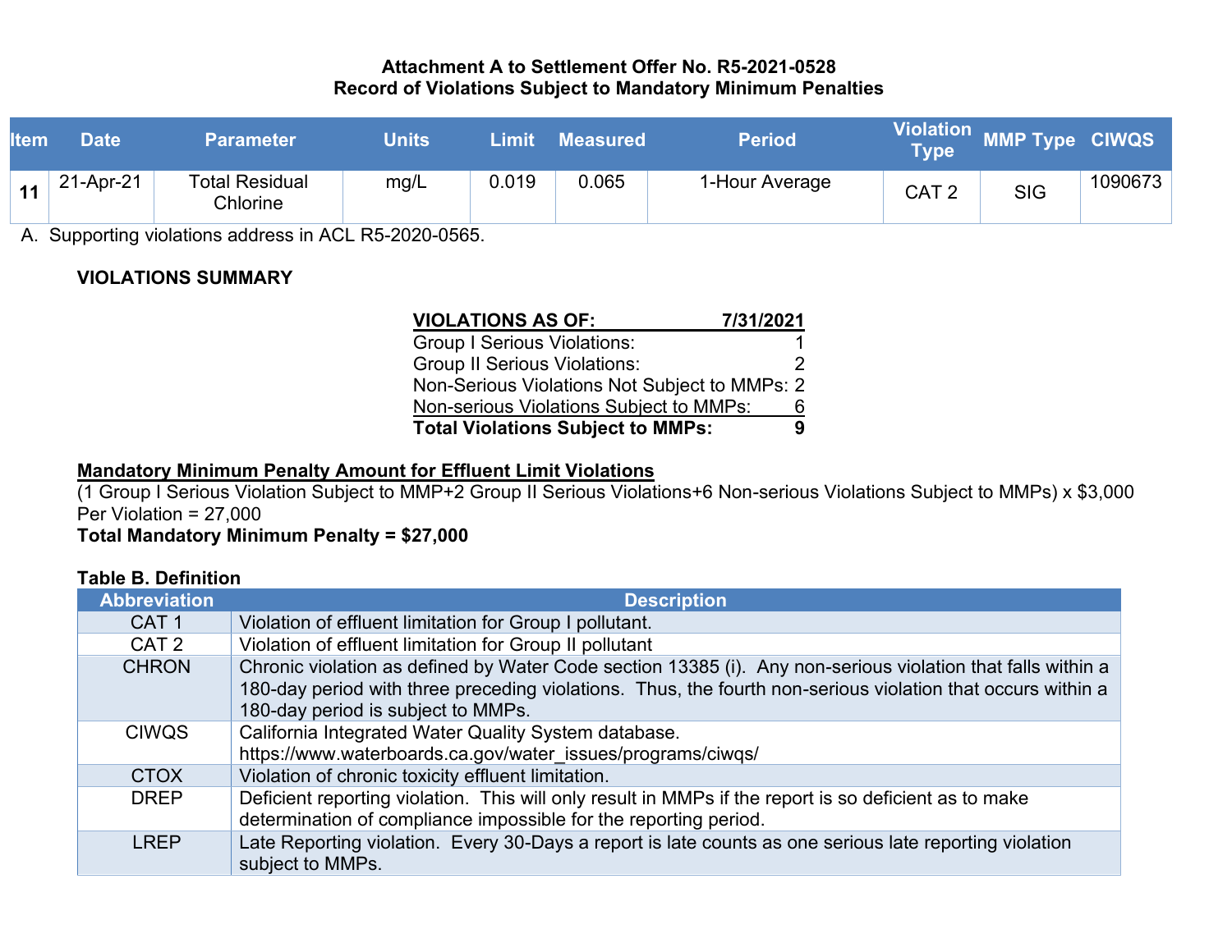**Attachment A to Settlement Offer No. R5-2021-0528**
**Record of Violations Subject to Mandatory Minimum Penalties**

| Item | Date | Parameter | Units | Limit | Measured | Period | Violation Type | MMP Type | CIWQS |
|---|---|---|---|---|---|---|---|---|---|
| **11** | 21-Apr-21 | Total Residual Chlorine | mg/L | 0.019 | 0.065 | 1-Hour Average | CAT 2 | SIG | 1090673 |

A. Supporting violations address in ACL R5-2020-0565.

**VIOLATIONS SUMMARY**

| **VIOLATIONS AS OF:** | **7/31/2021** |
|---|---|
| Group I Serious Violations: | 1 |
| Group II Serious Violations: | 2 |
| Non-Serious Violations Not Subject to MMPs: | 2 |
| Non-serious Violations Subject to MMPs: | 6 |
| **Total Violations Subject to MMPs:** | **9** |

**Mandatory Minimum Penalty Amount for Effluent Limit Violations**

(1 Group I Serious Violation Subject to MMP+2 Group II Serious Violations+6 Non-serious Violations Subject to MMPs) x $3,000 Per Violation = 27,000

**Total Mandatory Minimum Penalty = $27,000**

**Table B. Definition**

| Abbreviation | Description |
|---|---|
| CAT 1 | Violation of effluent limitation for Group I pollutant. |
| CAT 2 | Violation of effluent limitation for Group II pollutant |
| CHRON | Chronic violation as defined by Water Code section 13385 (i). Any non-serious violation that falls within a 180-day period with three preceding violations. Thus, the fourth non-serious violation that occurs within a 180-day period is subject to MMPs. |
| CIWQS | California Integrated Water Quality System database. https://www.waterboards.ca.gov/water_issues/programs/ciwqs/ |
| CTOX | Violation of chronic toxicity effluent limitation. |
| DREP | Deficient reporting violation. This will only result in MMPs if the report is so deficient as to make determination of compliance impossible for the reporting period. |
| LREP | Late Reporting violation. Every 30-Days a report is late counts as one serious late reporting violation subject to MMPs. |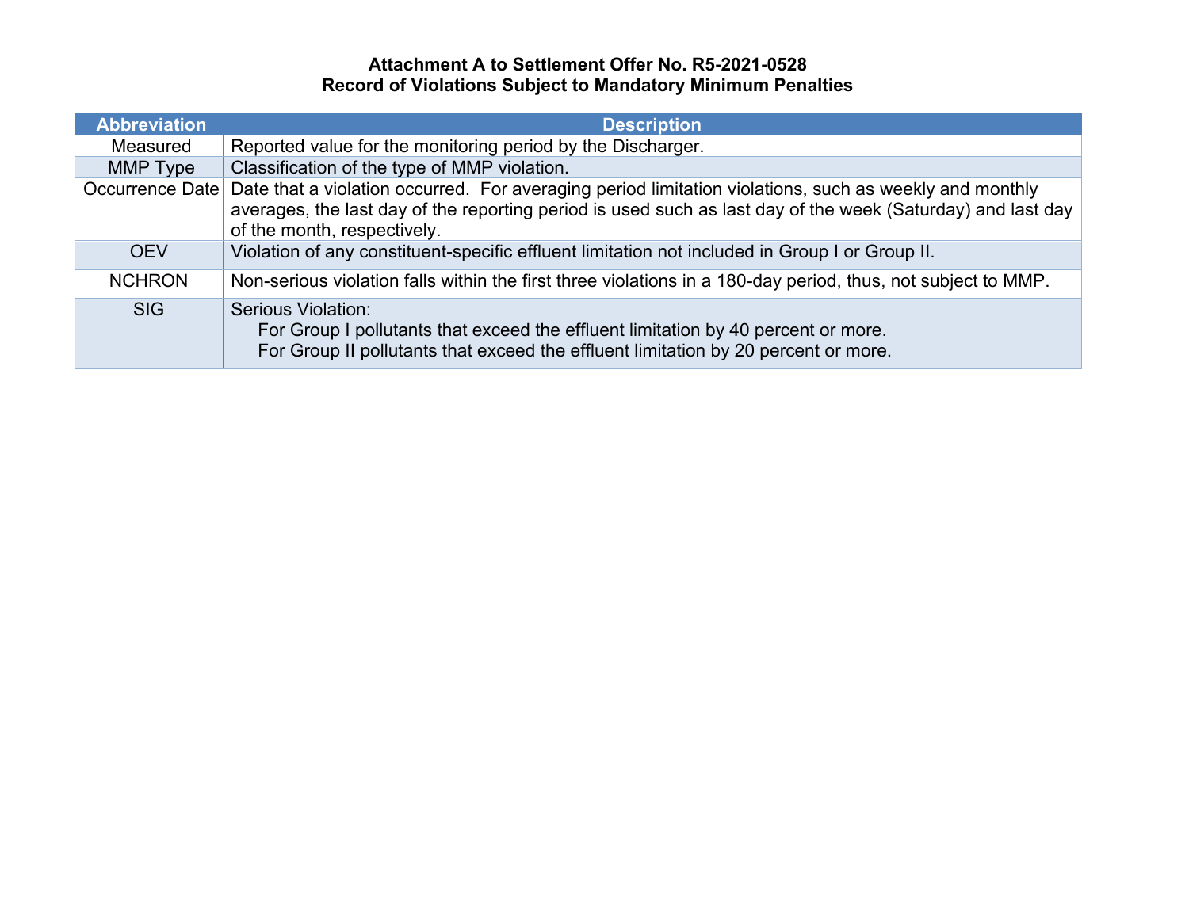**Attachment A to Settlement Offer No. R5-2021-0528**
**Record of Violations Subject to Mandatory Minimum Penalties**

| Abbreviation | Description |
|---|---|
| Measured | Reported value for the monitoring period by the Discharger. |
| MMP Type | Classification of the type of MMP violation. |
| Occurrence Date | Date that a violation occurred. For averaging period limitation violations, such as weekly and monthly averages, the last day of the reporting period is used such as last day of the week (Saturday) and last day of the month, respectively. |
| OEV | Violation of any constituent-specific effluent limitation not included in Group I or Group II. |
| NCHRON | Non-serious violation falls within the first three violations in a 180-day period, thus, not subject to MMP. |
| SIG | Serious Violation:<br>For Group I pollutants that exceed the effluent limitation by 40 percent or more.<br>For Group II pollutants that exceed the effluent limitation by 20 percent or more. |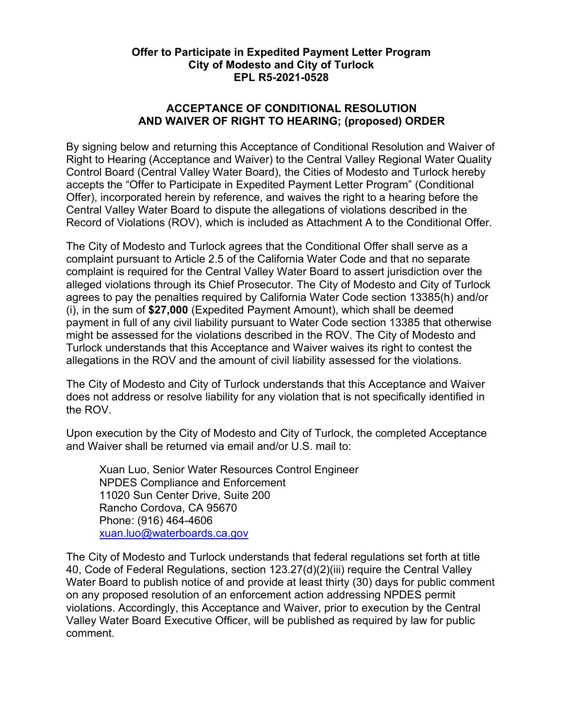**Offer to Participate in Expedited Payment Letter Program**
**City of Modesto and City of Turlock**
**EPL R5-2021-0528**

**ACCEPTANCE OF CONDITIONAL RESOLUTION AND WAIVER OF RIGHT TO HEARING; (proposed) ORDER**

By signing below and returning this Acceptance of Conditional Resolution and Waiver of Right to Hearing (Acceptance and Waiver) to the Central Valley Regional Water Quality Control Board (Central Valley Water Board), the Cities of Modesto and Turlock hereby accepts the "Offer to Participate in Expedited Payment Letter Program" (Conditional Offer), incorporated herein by reference, and waives the right to a hearing before the Central Valley Water Board to dispute the allegations of violations described in the Record of Violations (ROV), which is included as Attachment A to the Conditional Offer.

The City of Modesto and Turlock agrees that the Conditional Offer shall serve as a complaint pursuant to Article 2.5 of the California Water Code and that no separate complaint is required for the Central Valley Water Board to assert jurisdiction over the alleged violations through its Chief Prosecutor. The City of Modesto and City of Turlock agrees to pay the penalties required by California Water Code section 13385(h) and/or (i), in the sum of **$27,000** (Expedited Payment Amount), which shall be deemed payment in full of any civil liability pursuant to Water Code section 13385 that otherwise might be assessed for the violations described in the ROV. The City of Modesto and Turlock understands that this Acceptance and Waiver waives its right to contest the allegations in the ROV and the amount of civil liability assessed for the violations.

The City of Modesto and City of Turlock understands that this Acceptance and Waiver does not address or resolve liability for any violation that is not specifically identified in the ROV.

Upon execution by the City of Modesto and City of Turlock, the completed Acceptance and Waiver shall be returned via email and/or U.S. mail to:

Xuan Luo, Senior Water Resources Control Engineer
NPDES Compliance and Enforcement
11020 Sun Center Drive, Suite 200
Rancho Cordova, CA 95670
Phone: (916) 464-4606
xuan.luo@waterboards.ca.gov

The City of Modesto and Turlock understands that federal regulations set forth at title 40, Code of Federal Regulations, section 123.27(d)(2)(iii) require the Central Valley Water Board to publish notice of and provide at least thirty (30) days for public comment on any proposed resolution of an enforcement action addressing NPDES permit violations. Accordingly, this Acceptance and Waiver, prior to execution by the Central Valley Water Board Executive Officer, will be published as required by law for public comment.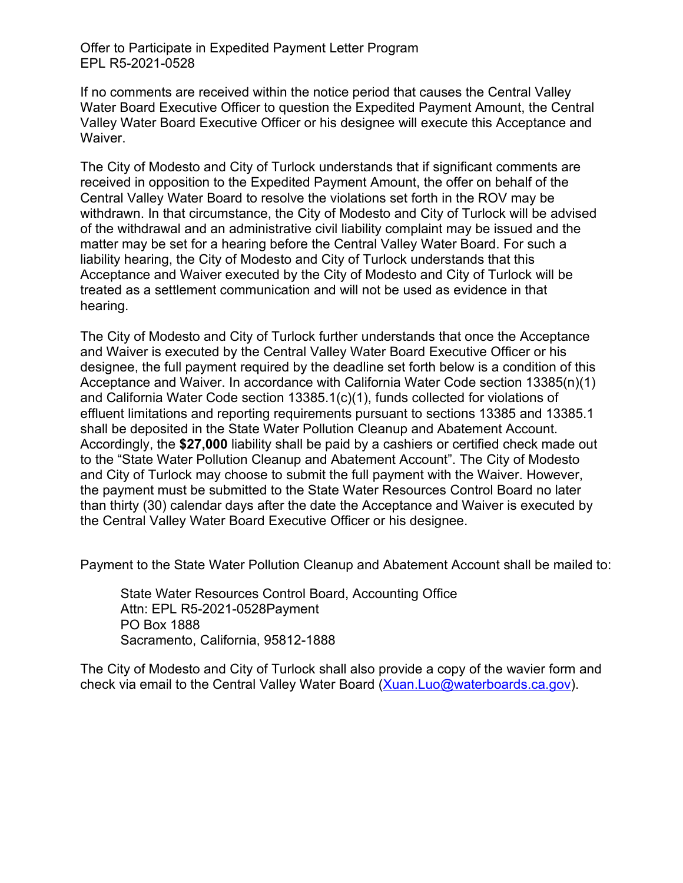If no comments are received within the notice period that causes the Central Valley Water Board Executive Officer to question the Expedited Payment Amount, the Central Valley Water Board Executive Officer or his designee will execute this Acceptance and Waiver.

The City of Modesto and City of Turlock understands that if significant comments are received in opposition to the Expedited Payment Amount, the offer on behalf of the Central Valley Water Board to resolve the violations set forth in the ROV may be withdrawn. In that circumstance, the City of Modesto and City of Turlock will be advised of the withdrawal and an administrative civil liability complaint may be issued and the matter may be set for a hearing before the Central Valley Water Board. For such a liability hearing, the City of Modesto and City of Turlock understands that this Acceptance and Waiver executed by the City of Modesto and City of Turlock will be treated as a settlement communication and will not be used as evidence in that hearing.

The City of Modesto and City of Turlock further understands that once the Acceptance and Waiver is executed by the Central Valley Water Board Executive Officer or his designee, the full payment required by the deadline set forth below is a condition of this Acceptance and Waiver. In accordance with California Water Code section 13385(n)(1) and California Water Code section 13385.1(c)(1), funds collected for violations of effluent limitations and reporting requirements pursuant to sections 13385 and 13385.1 shall be deposited in the State Water Pollution Cleanup and Abatement Account. Accordingly, the **$27,000** liability shall be paid by a cashiers or certified check made out to the "State Water Pollution Cleanup and Abatement Account". The City of Modesto and City of Turlock may choose to submit the full payment with the Waiver. However, the payment must be submitted to the State Water Resources Control Board no later than thirty (30) calendar days after the date the Acceptance and Waiver is executed by the Central Valley Water Board Executive Officer or his designee.

Payment to the State Water Pollution Cleanup and Abatement Account shall be mailed to:

> State Water Resources Control Board, Accounting Office
> Attn: EPL R5-2021-0528Payment
> PO Box 1888
> Sacramento, California, 95812-1888

The City of Modesto and City of Turlock shall also provide a copy of the wavier form and check via email to the Central Valley Water Board (Xuan.Luo@waterboards.ca.gov).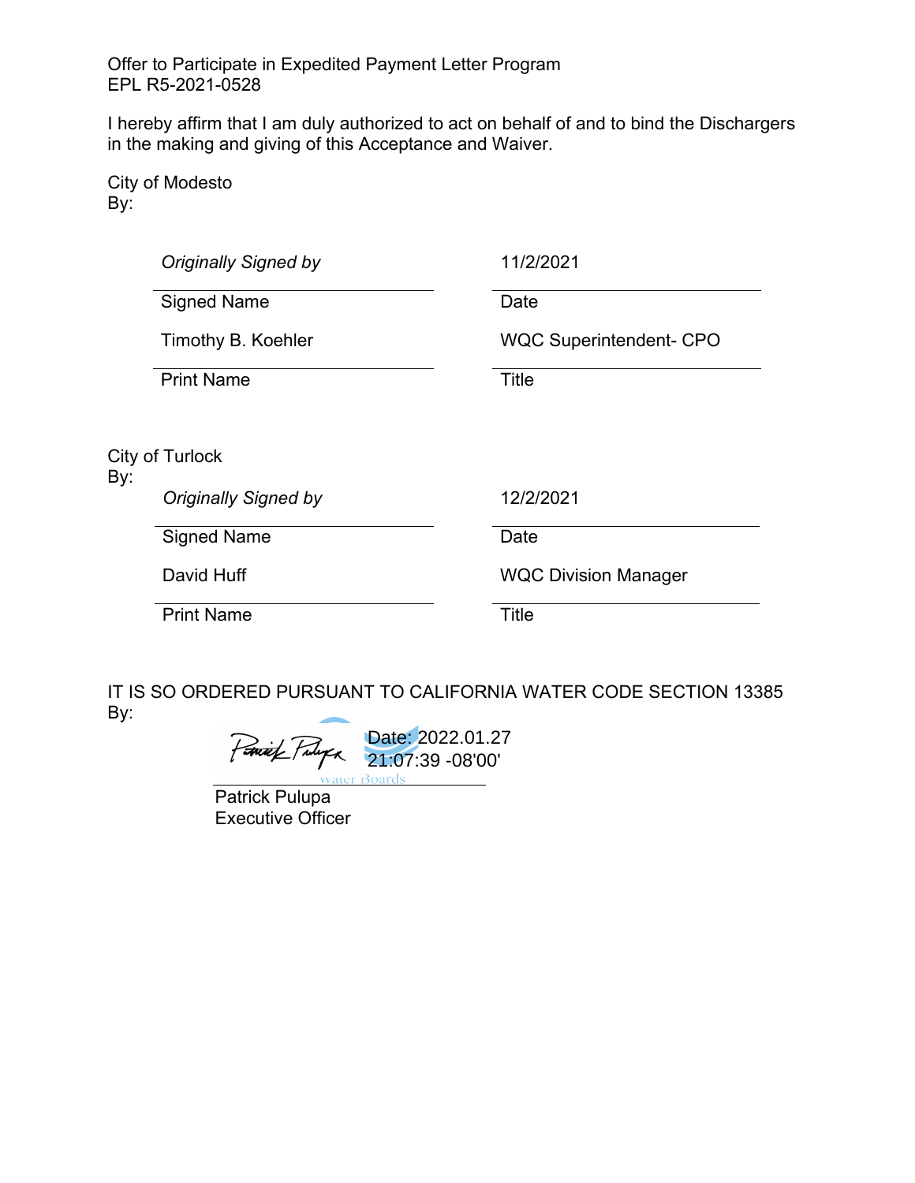Offer to Participate in Expedited Payment Letter Program
EPL R5-2021-0528

I hereby affirm that I am duly authorized to act on behalf of and to bind the Dischargers in the making and giving of this Acceptance and Waiver.

City of Modesto
By:

| | |
|---|---|
| *Originally Signed by* | 11/2/2021 |
| Signed Name | Date |
| Timothy B. Koehler | WQC Superintendent- CPO |
| Print Name | Title |

City of Turlock
By:

| | |
|---|---|
| *Originally Signed by* | 12/2/2021 |
| Signed Name | Date |
| David Huff | WQC Division Manager |
| Print Name | Title |

IT IS SO ORDERED PURSUANT TO CALIFORNIA WATER CODE SECTION 13385
By:

Date: 2022.01.27 21:07:39 -08'00'

Patrick Pulupa
Executive Officer